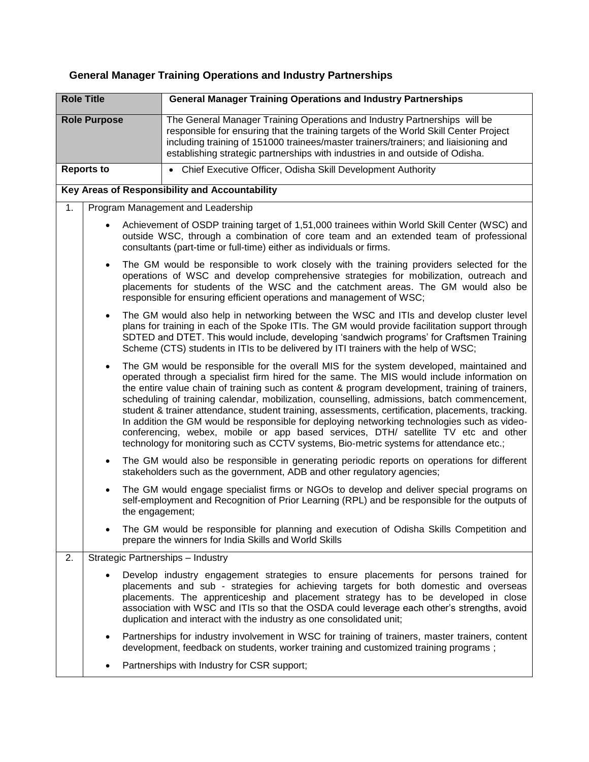## General Manager Training Operations and Industry Partnerships

| | |
|---|---|
| **Role Title** | **General Manager Training Operations and Industry Partnerships** |
| **Role Purpose** | The General Manager Training Operations and Industry Partnerships will be responsible for ensuring that the training targets of the World Skill Center Project including training of 151000 trainees/master trainers/trainers; and liaisioning and establishing strategic partnerships with industries in and outside of Odisha. |
| **Reports to** | • Chief Executive Officer, Odisha Skill Development Authority |

**Key Areas of Responsibility and Accountability**

1. Program Management and Leadership

   - Achievement of OSDP training target of 1,51,000 trainees within World Skill Center (WSC) and outside WSC, through a combination of core team and an extended team of professional consultants (part-time or full-time) either as individuals or firms.
   - The GM would be responsible to work closely with the training providers selected for the operations of WSC and develop comprehensive strategies for mobilization, outreach and placements for students of the WSC and the catchment areas. The GM would also be responsible for ensuring efficient operations and management of WSC;
   - The GM would also help in networking between the WSC and ITIs and develop cluster level plans for training in each of the Spoke ITIs. The GM would provide facilitation support through SDTED and DTET. This would include, developing 'sandwich programs' for Craftsmen Training Scheme (CTS) students in ITIs to be delivered by ITI trainers with the help of WSC;
   - The GM would be responsible for the overall MIS for the system developed, maintained and operated through a specialist firm hired for the same. The MIS would include information on the entire value chain of training such as content & program development, training of trainers, scheduling of training calendar, mobilization, counselling, admissions, batch commencement, student & trainer attendance, student training, assessments, certification, placements, tracking. In addition the GM would be responsible for deploying networking technologies such as video-conferencing, webex, mobile or app based services, DTH/ satellite TV etc and other technology for monitoring such as CCTV systems, Bio-metric systems for attendance etc.;
   - The GM would also be responsible in generating periodic reports on operations for different stakeholders such as the government, ADB and other regulatory agencies;
   - The GM would engage specialist firms or NGOs to develop and deliver special programs on self-employment and Recognition of Prior Learning (RPL) and be responsible for the outputs of the engagement;
   - The GM would be responsible for planning and execution of Odisha Skills Competition and prepare the winners for India Skills and World Skills

2. Strategic Partnerships – Industry

   - Develop industry engagement strategies to ensure placements for persons trained for placements and sub - strategies for achieving targets for both domestic and overseas placements. The apprenticeship and placement strategy has to be developed in close association with WSC and ITIs so that the OSDA could leverage each other's strengths, avoid duplication and interact with the industry as one consolidated unit;
   - Partnerships for industry involvement in WSC for training of trainers, master trainers, content development, feedback on students, worker training and customized training programs ;
   - Partnerships with Industry for CSR support;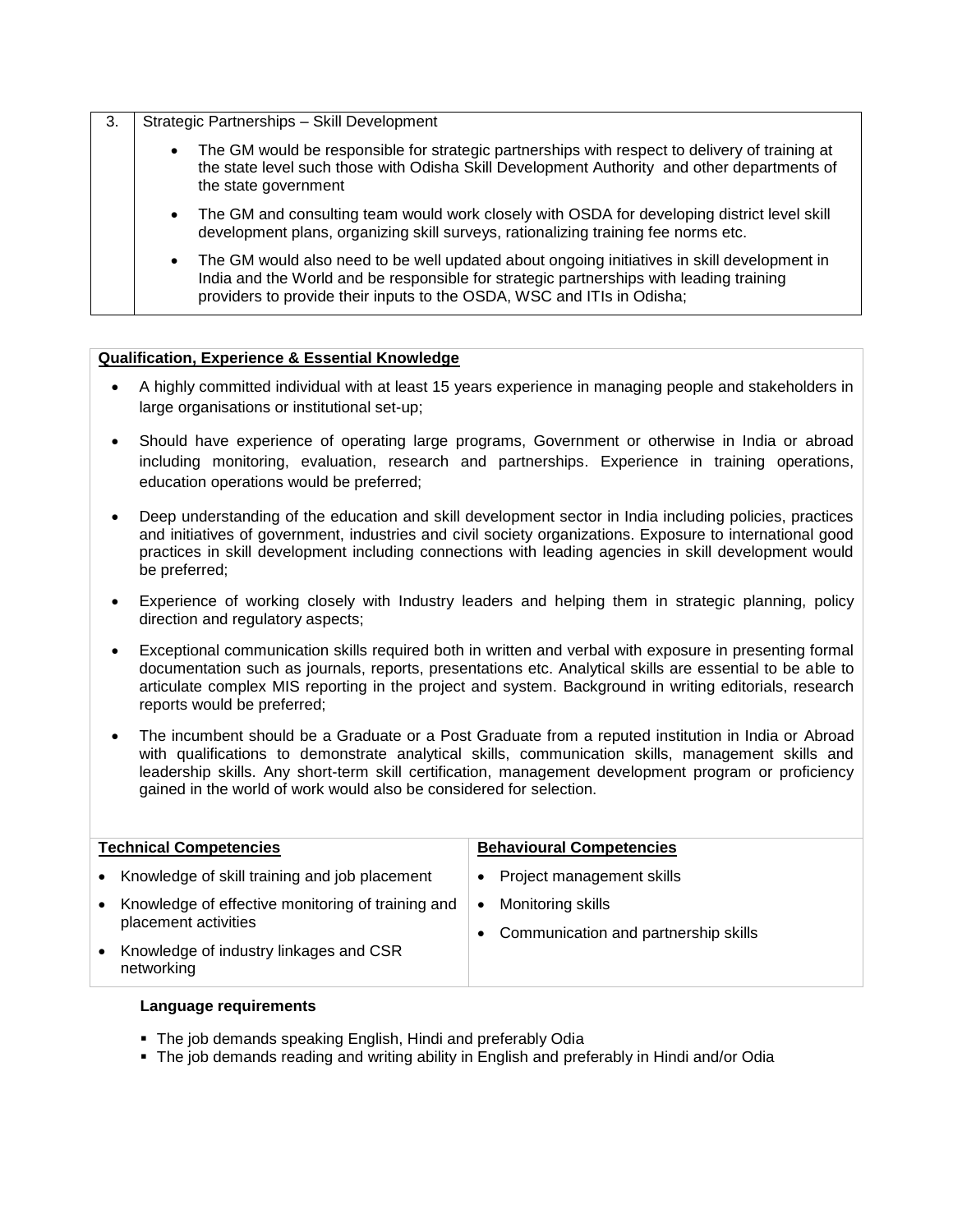| | |
|---|---|
| 3. | Strategic Partnerships – Skill Development<br>• The GM would be responsible for strategic partnerships with respect to delivery of training at the state level such those with Odisha Skill Development Authority and other departments of the state government<br>• The GM and consulting team would work closely with OSDA for developing district level skill development plans, organizing skill surveys, rationalizing training fee norms etc.<br>• The GM would also need to be well updated about ongoing initiatives in skill development in India and the World and be responsible for strategic partnerships with leading training providers to provide their inputs to the OSDA, WSC and ITIs in Odisha; |

**Qualification, Experience & Essential Knowledge**

- A highly committed individual with at least 15 years experience in managing people and stakeholders in large organisations or institutional set-up;
- Should have experience of operating large programs, Government or otherwise in India or abroad including monitoring, evaluation, research and partnerships. Experience in training operations, education operations would be preferred;
- Deep understanding of the education and skill development sector in India including policies, practices and initiatives of government, industries and civil society organizations. Exposure to international good practices in skill development including connections with leading agencies in skill development would be preferred;
- Experience of working closely with Industry leaders and helping them in strategic planning, policy direction and regulatory aspects;
- Exceptional communication skills required both in written and verbal with exposure in presenting formal documentation such as journals, reports, presentations etc. Analytical skills are essential to be able to articulate complex MIS reporting in the project and system. Background in writing editorials, research reports would be preferred;
- The incumbent should be a Graduate or a Post Graduate from a reputed institution in India or Abroad with qualifications to demonstrate analytical skills, communication skills, management skills and leadership skills. Any short-term skill certification, management development program or proficiency gained in the world of work would also be considered for selection.

| **Technical Competencies** | **Behavioural Competencies** |
|---|---|
| • Knowledge of skill training and job placement<br>• Knowledge of effective monitoring of training and placement activities<br>• Knowledge of industry linkages and CSR networking | • Project management skills<br>• Monitoring skills<br>• Communication and partnership skills |

**Language requirements**

- The job demands speaking English, Hindi and preferably Odia
- The job demands reading and writing ability in English and preferably in Hindi and/or Odia